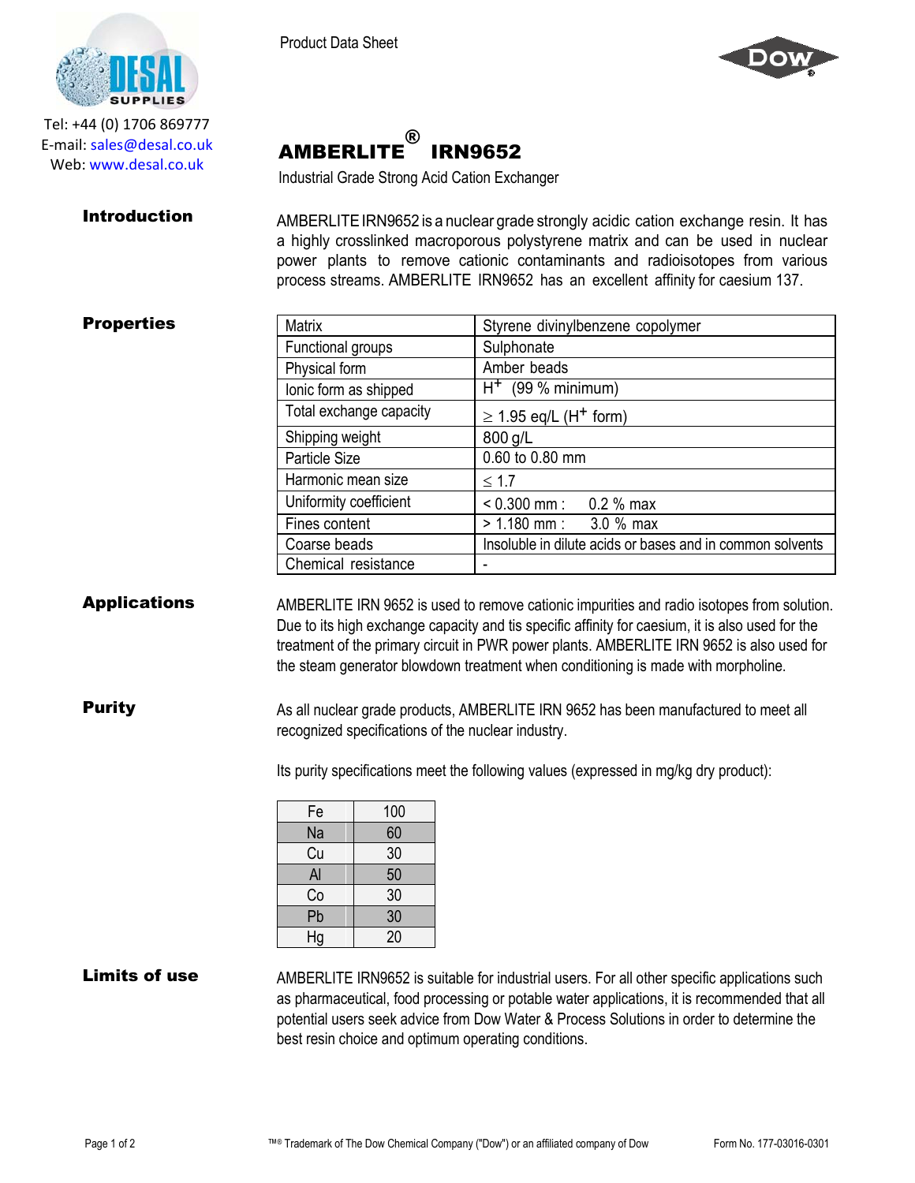Tel: +44 (0) 1706 869777
E-mail: sales@desal.co.uk
Web: www.desal.co.uk

Product Data Sheet

# AMBERLITE® IRN9652

Industrial Grade Strong Acid Cation Exchanger

## Introduction

AMBERLITE IRN9652 is a nuclear grade strongly acidic cation exchange resin. It has a highly crosslinked macroporous polystyrene matrix and can be used in nuclear power plants to remove cationic contaminants and radioisotopes from various process streams. AMBERLITE IRN9652 has an excellent affinity for caesium 137.

## Properties

| | |
|---|---|
| Matrix | Styrene divinylbenzene copolymer |
| Functional groups | Sulphonate |
| Physical form | Amber beads |
| Ionic form as shipped | $H^+$ (99 % minimum) |
| Total exchange capacity | $\geq$ 1.95 eq/L ($H^+$ form) |
| Shipping weight | 800 g/L |
| Particle Size | 0.60 to 0.80 mm |
| Harmonic mean size | $\leq$ 1.7 |
| Uniformity coefficient | < 0.300 mm : 0.2 % max |
| Fines content | > 1.180 mm : 3.0 % max |
| Coarse beads | Insoluble in dilute acids or bases and in common solvents |
| Chemical resistance | - |

## Applications

AMBERLITE IRN 9652 is used to remove cationic impurities and radio isotopes from solution. Due to its high exchange capacity and tis specific affinity for caesium, it is also used for the treatment of the primary circuit in PWR power plants. AMBERLITE IRN 9652 is also used for the steam generator blowdown treatment when conditioning is made with morpholine.

## Purity

As all nuclear grade products, AMBERLITE IRN 9652 has been manufactured to meet all recognized specifications of the nuclear industry.

Its purity specifications meet the following values (expressed in mg/kg dry product):

| | |
|---|---|
| Fe | 100 |
| Na | 60 |
| Cu | 30 |
| Al | 50 |
| Co | 30 |
| Pb | 30 |
| Hg | 20 |

## Limits of use

AMBERLITE IRN9652 is suitable for industrial users. For all other specific applications such as pharmaceutical, food processing or potable water applications, it is recommended that all potential users seek advice from Dow Water & Process Solutions in order to determine the best resin choice and optimum operating conditions.

™® Trademark of The Dow Chemical Company ("Dow") or an affiliated company of Dow — Form No. 177-03016-0301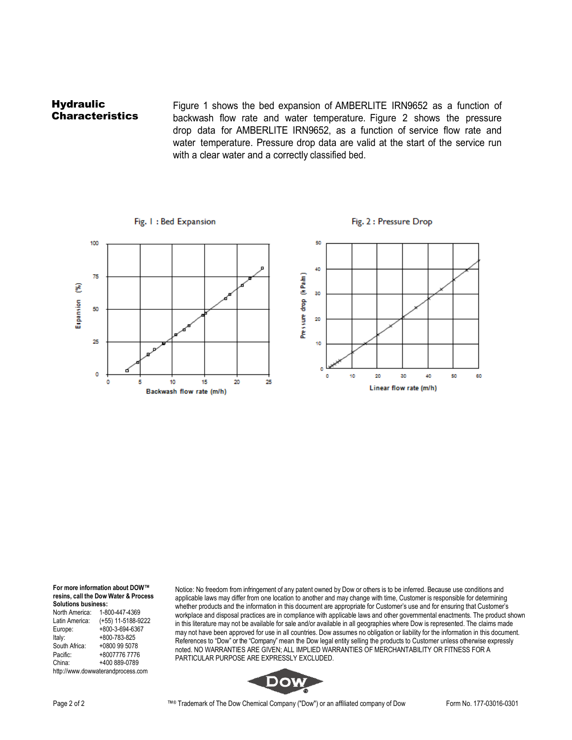## Hydraulic Characteristics

Figure 1 shows the bed expansion of AMBERLITE IRN9652 as a function of backwash flow rate and water temperature. Figure 2 shows the pressure drop data for AMBERLITE IRN9652, as a function of service flow rate and water temperature. Pressure drop data are valid at the start of the service run with a clear water and a correctly classified bed.

Fig. 1 : Bed Expansion

Expansion (%)

0
25
50
75
100

0
5
10
15
20
25

Backwash flow rate (m/h)

Fig. 2 : Pressure Drop

Pressure drop (kPa/m)

0
10
20
30
40
50

0
10
20
30
40
50
60

Linear flow rate (m/h)

**For more information about DOW™ resins, call the Dow Water & Process Solutions business:**

North America: 1-800-447-4369
Latin America: (+55) 11-5188-9222
Europe: +800-3-694-6367
Italy: +800-783-825
South Africa: +0800 99 5078
Pacific: +8007776 7776
China: +400 889-0789
http://www.dowwaterandprocess.com

Notice: No freedom from infringement of any patent owned by Dow or others is to be inferred. Because use conditions and applicable laws may differ from one location to another and may change with time, Customer is responsible for determining whether products and the information in this document are appropriate for Customer's use and for ensuring that Customer's workplace and disposal practices are in compliance with applicable laws and other governmental enactments. The product shown in this literature may not be available for sale and/or available in all geographies where Dow is represented. The claims made may not have been approved for use in all countries. Dow assumes no obligation or liability for the information in this document. References to "Dow" or the "Company" mean the Dow legal entity selling the products to Customer unless otherwise expressly noted. NO WARRANTIES ARE GIVEN; ALL IMPLIED WARRANTIES OF MERCHANTABILITY OR FITNESS FOR A PARTICULAR PURPOSE ARE EXPRESSLY EXCLUDED.

™® Trademark of The Dow Chemical Company ("Dow") or an affiliated company of Dow

Form No. 177-03016-0301